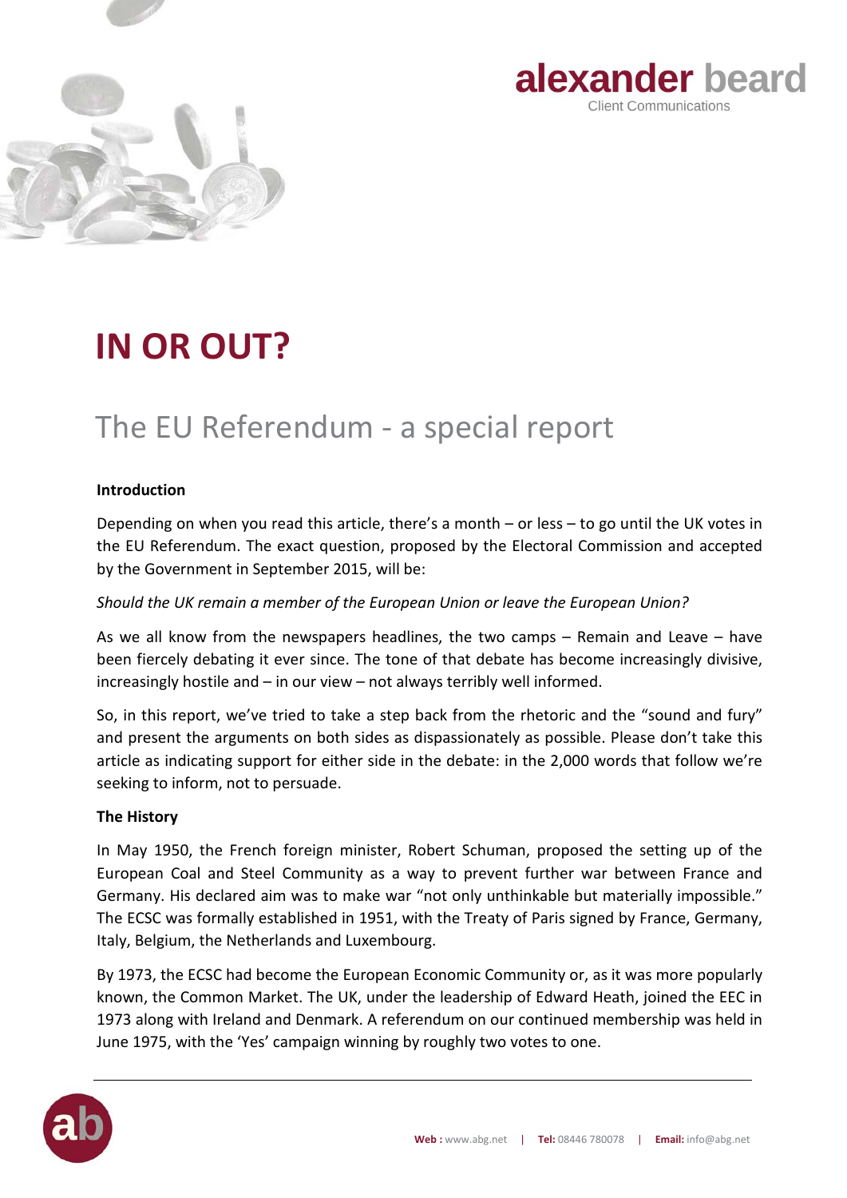# IN OR OUT?

## The EU Referendum - a special report

**Introduction**

Depending on when you read this article, there's a month – or less – to go until the UK votes in the EU Referendum. The exact question, proposed by the Electoral Commission and accepted by the Government in September 2015, will be:

*Should the UK remain a member of the European Union or leave the European Union?*

As we all know from the newspapers headlines, the two camps – Remain and Leave – have been fiercely debating it ever since. The tone of that debate has become increasingly divisive, increasingly hostile and – in our view – not always terribly well informed.

So, in this report, we've tried to take a step back from the rhetoric and the "sound and fury" and present the arguments on both sides as dispassionately as possible. Please don't take this article as indicating support for either side in the debate: in the 2,000 words that follow we're seeking to inform, not to persuade.

**The History**

In May 1950, the French foreign minister, Robert Schuman, proposed the setting up of the European Coal and Steel Community as a way to prevent further war between France and Germany. His declared aim was to make war "not only unthinkable but materially impossible." The ECSC was formally established in 1951, with the Treaty of Paris signed by France, Germany, Italy, Belgium, the Netherlands and Luxembourg.

By 1973, the ECSC had become the European Economic Community or, as it was more popularly known, the Common Market. The UK, under the leadership of Edward Heath, joined the EEC in 1973 along with Ireland and Denmark. A referendum on our continued membership was held in June 1975, with the 'Yes' campaign winning by roughly two votes to one.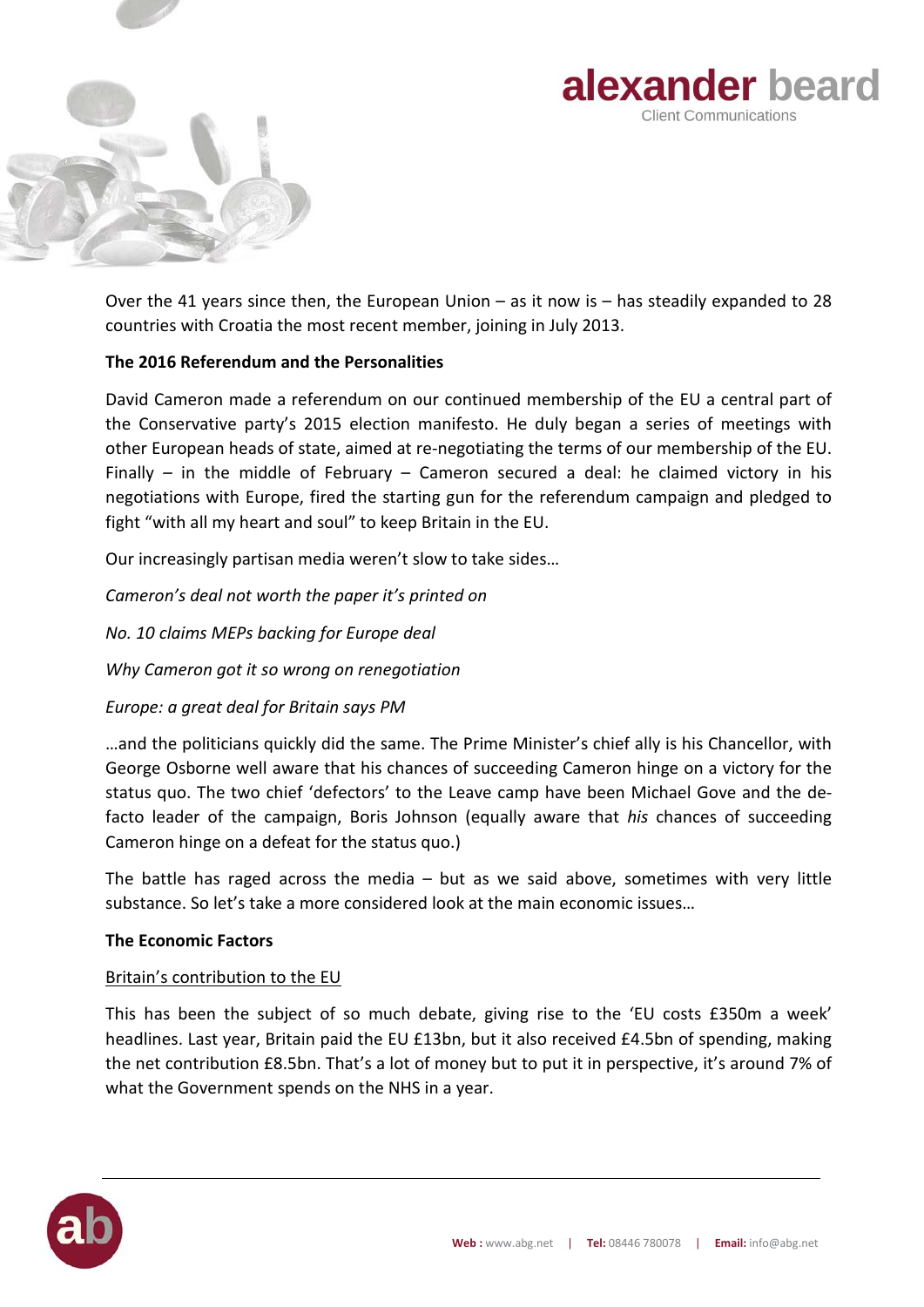Over the 41 years since then, the European Union – as it now is – has steadily expanded to 28 countries with Croatia the most recent member, joining in July 2013.

**The 2016 Referendum and the Personalities**

David Cameron made a referendum on our continued membership of the EU a central part of the Conservative party's 2015 election manifesto. He duly began a series of meetings with other European heads of state, aimed at re-negotiating the terms of our membership of the EU. Finally – in the middle of February – Cameron secured a deal: he claimed victory in his negotiations with Europe, fired the starting gun for the referendum campaign and pledged to fight "with all my heart and soul" to keep Britain in the EU.

Our increasingly partisan media weren't slow to take sides…

*Cameron's deal not worth the paper it's printed on*

*No. 10 claims MEPs backing for Europe deal*

*Why Cameron got it so wrong on renegotiation*

*Europe: a great deal for Britain says PM*

…and the politicians quickly did the same. The Prime Minister's chief ally is his Chancellor, with George Osborne well aware that his chances of succeeding Cameron hinge on a victory for the status quo. The two chief 'defectors' to the Leave camp have been Michael Gove and the de-facto leader of the campaign, Boris Johnson (equally aware that *his* chances of succeeding Cameron hinge on a defeat for the status quo.)

The battle has raged across the media – but as we said above, sometimes with very little substance. So let's take a more considered look at the main economic issues…

**The Economic Factors**

Britain's contribution to the EU

This has been the subject of so much debate, giving rise to the 'EU costs £350m a week' headlines. Last year, Britain paid the EU £13bn, but it also received £4.5bn of spending, making the net contribution £8.5bn. That's a lot of money but to put it in perspective, it's around 7% of what the Government spends on the NHS in a year.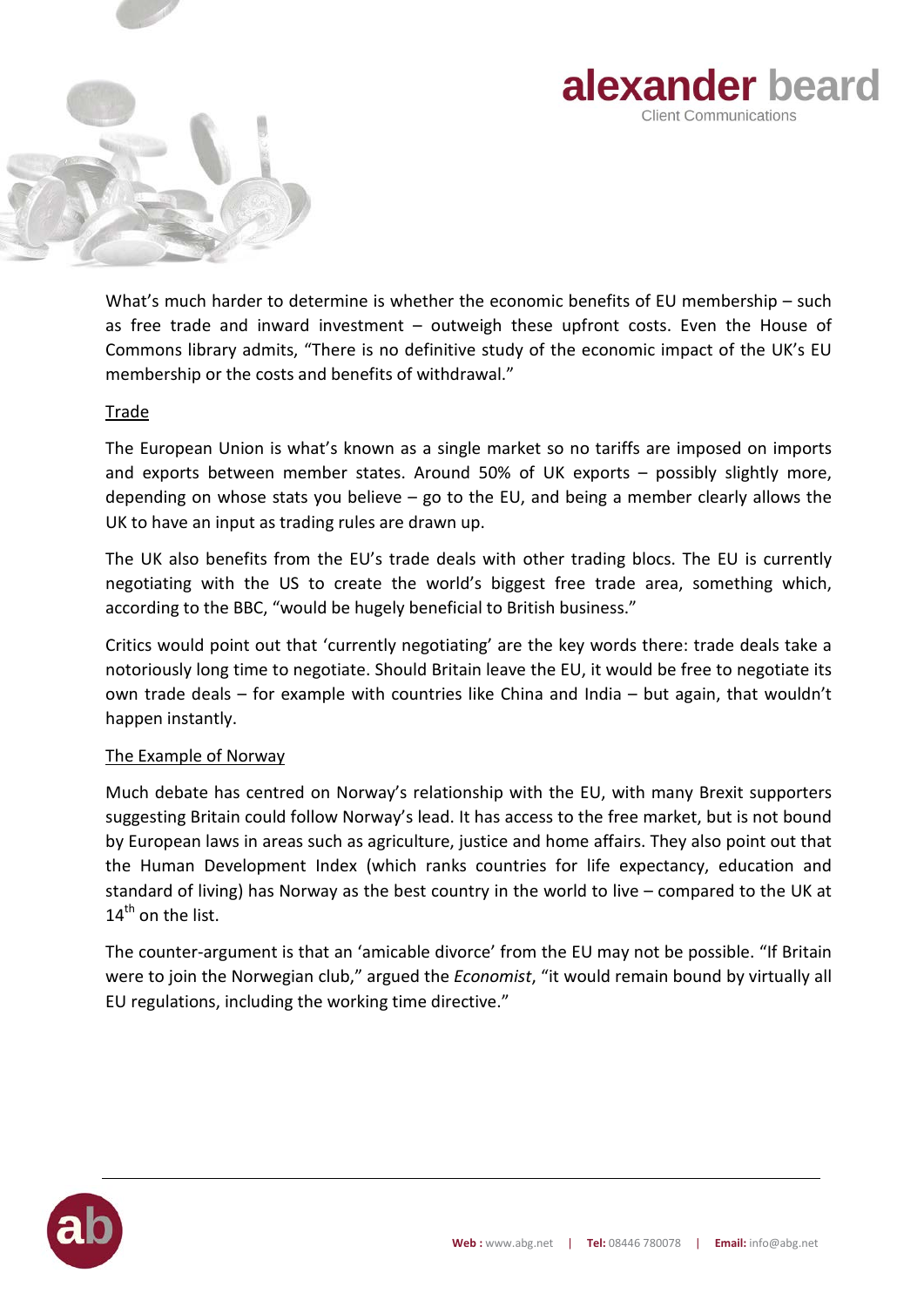What's much harder to determine is whether the economic benefits of EU membership – such as free trade and inward investment – outweigh these upfront costs. Even the House of Commons library admits, "There is no definitive study of the economic impact of the UK's EU membership or the costs and benefits of withdrawal."

## Trade

The European Union is what's known as a single market so no tariffs are imposed on imports and exports between member states. Around 50% of UK exports – possibly slightly more, depending on whose stats you believe – go to the EU, and being a member clearly allows the UK to have an input as trading rules are drawn up.

The UK also benefits from the EU's trade deals with other trading blocs. The EU is currently negotiating with the US to create the world's biggest free trade area, something which, according to the BBC, "would be hugely beneficial to British business."

Critics would point out that 'currently negotiating' are the key words there: trade deals take a notoriously long time to negotiate. Should Britain leave the EU, it would be free to negotiate its own trade deals – for example with countries like China and India – but again, that wouldn't happen instantly.

## The Example of Norway

Much debate has centred on Norway's relationship with the EU, with many Brexit supporters suggesting Britain could follow Norway's lead. It has access to the free market, but is not bound by European laws in areas such as agriculture, justice and home affairs. They also point out that the Human Development Index (which ranks countries for life expectancy, education and standard of living) has Norway as the best country in the world to live – compared to the UK at 14th on the list.

The counter-argument is that an 'amicable divorce' from the EU may not be possible. "If Britain were to join the Norwegian club," argued the *Economist*, "it would remain bound by virtually all EU regulations, including the working time directive."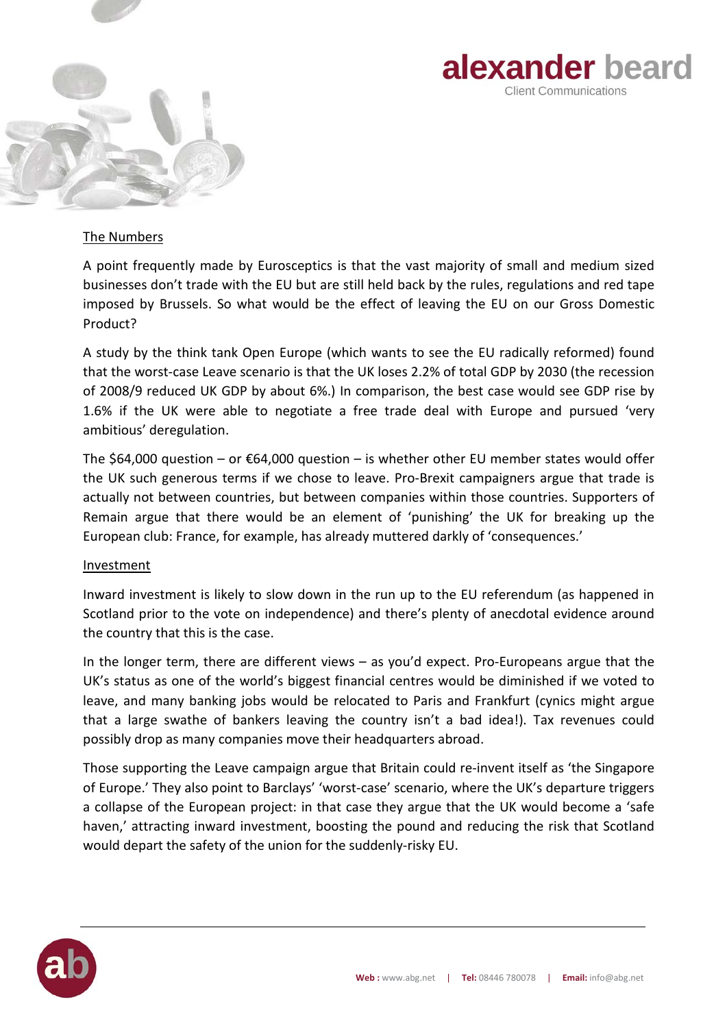The Numbers

A point frequently made by Eurosceptics is that the vast majority of small and medium sized businesses don't trade with the EU but are still held back by the rules, regulations and red tape imposed by Brussels. So what would be the effect of leaving the EU on our Gross Domestic Product?

A study by the think tank Open Europe (which wants to see the EU radically reformed) found that the worst-case Leave scenario is that the UK loses 2.2% of total GDP by 2030 (the recession of 2008/9 reduced UK GDP by about 6%.) In comparison, the best case would see GDP rise by 1.6% if the UK were able to negotiate a free trade deal with Europe and pursued 'very ambitious' deregulation.

The $64,000 question – or €64,000 question – is whether other EU member states would offer the UK such generous terms if we chose to leave. Pro-Brexit campaigners argue that trade is actually not between countries, but between companies within those countries. Supporters of Remain argue that there would be an element of 'punishing' the UK for breaking up the European club: France, for example, has already muttered darkly of 'consequences.'

Investment

Inward investment is likely to slow down in the run up to the EU referendum (as happened in Scotland prior to the vote on independence) and there's plenty of anecdotal evidence around the country that this is the case.

In the longer term, there are different views – as you'd expect. Pro-Europeans argue that the UK's status as one of the world's biggest financial centres would be diminished if we voted to leave, and many banking jobs would be relocated to Paris and Frankfurt (cynics might argue that a large swathe of bankers leaving the country isn't a bad idea!). Tax revenues could possibly drop as many companies move their headquarters abroad.

Those supporting the Leave campaign argue that Britain could re-invent itself as 'the Singapore of Europe.' They also point to Barclays' 'worst-case' scenario, where the UK's departure triggers a collapse of the European project: in that case they argue that the UK would become a 'safe haven,' attracting inward investment, boosting the pound and reducing the risk that Scotland would depart the safety of the union for the suddenly-risky EU.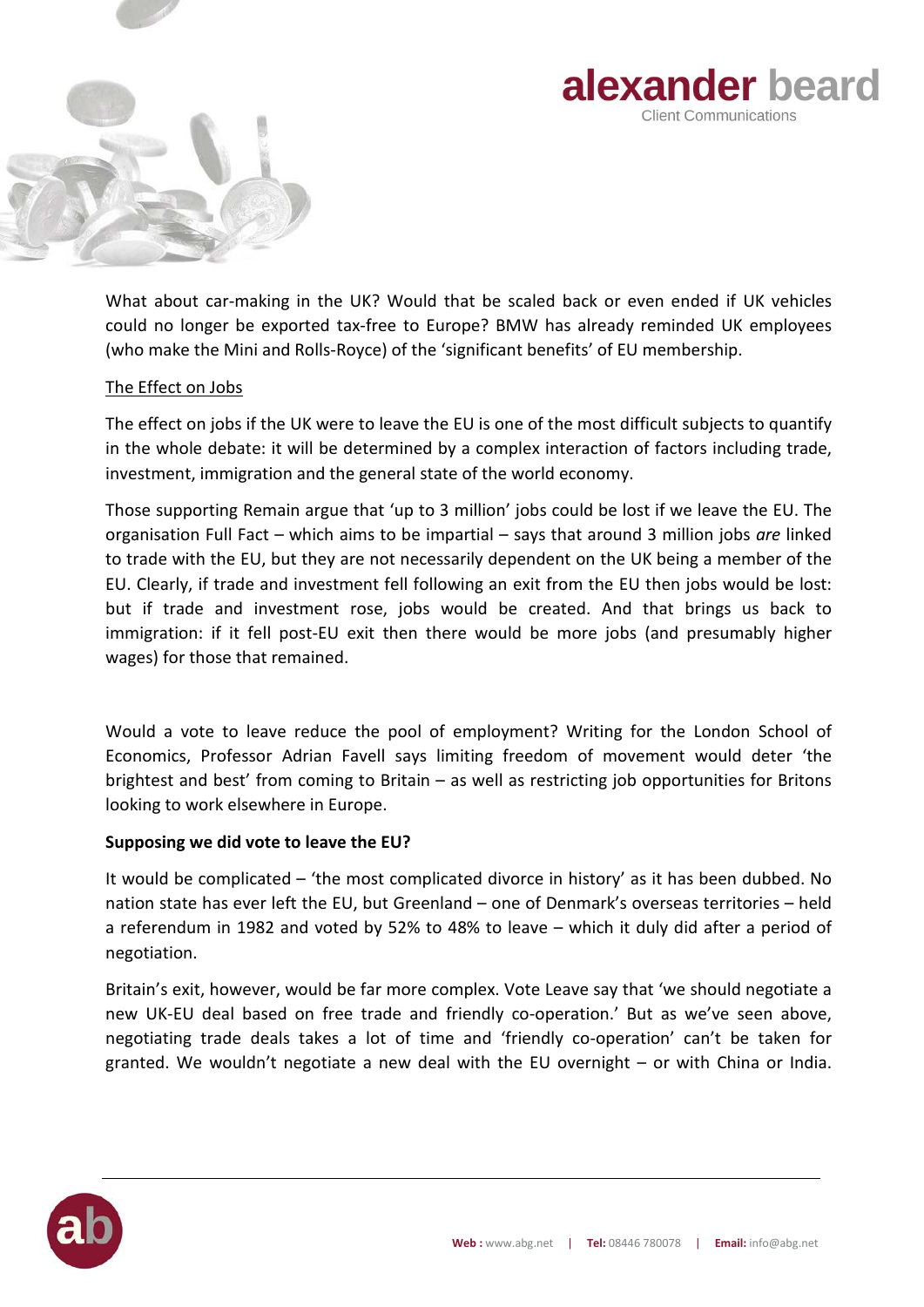What about car-making in the UK? Would that be scaled back or even ended if UK vehicles could no longer be exported tax-free to Europe? BMW has already reminded UK employees (who make the Mini and Rolls-Royce) of the 'significant benefits' of EU membership.

The Effect on Jobs

The effect on jobs if the UK were to leave the EU is one of the most difficult subjects to quantify in the whole debate: it will be determined by a complex interaction of factors including trade, investment, immigration and the general state of the world economy.

Those supporting Remain argue that 'up to 3 million' jobs could be lost if we leave the EU. The organisation Full Fact – which aims to be impartial – says that around 3 million jobs *are* linked to trade with the EU, but they are not necessarily dependent on the UK being a member of the EU. Clearly, if trade and investment fell following an exit from the EU then jobs would be lost: but if trade and investment rose, jobs would be created. And that brings us back to immigration: if it fell post-EU exit then there would be more jobs (and presumably higher wages) for those that remained.

Would a vote to leave reduce the pool of employment? Writing for the London School of Economics, Professor Adrian Favell says limiting freedom of movement would deter 'the brightest and best' from coming to Britain – as well as restricting job opportunities for Britons looking to work elsewhere in Europe.

**Supposing we did vote to leave the EU?**

It would be complicated – 'the most complicated divorce in history' as it has been dubbed. No nation state has ever left the EU, but Greenland – one of Denmark's overseas territories – held a referendum in 1982 and voted by 52% to 48% to leave – which it duly did after a period of negotiation.

Britain's exit, however, would be far more complex. Vote Leave say that 'we should negotiate a new UK-EU deal based on free trade and friendly co-operation.' But as we've seen above, negotiating trade deals takes a lot of time and 'friendly co-operation' can't be taken for granted. We wouldn't negotiate a new deal with the EU overnight – or with China or India.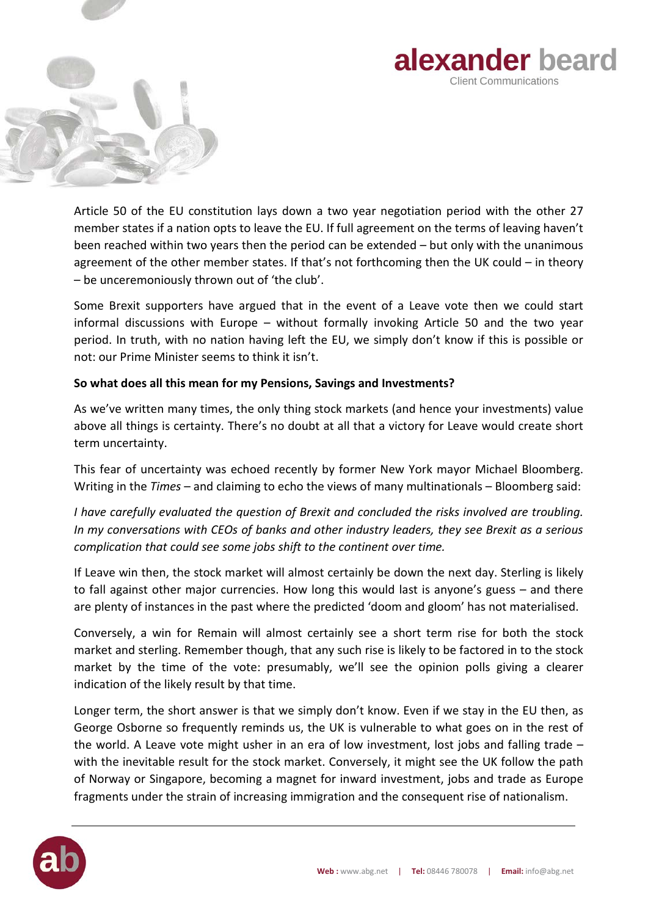Article 50 of the EU constitution lays down a two year negotiation period with the other 27 member states if a nation opts to leave the EU. If full agreement on the terms of leaving haven't been reached within two years then the period can be extended – but only with the unanimous agreement of the other member states. If that's not forthcoming then the UK could – in theory – be unceremoniously thrown out of 'the club'.

Some Brexit supporters have argued that in the event of a Leave vote then we could start informal discussions with Europe – without formally invoking Article 50 and the two year period. In truth, with no nation having left the EU, we simply don't know if this is possible or not: our Prime Minister seems to think it isn't.

**So what does all this mean for my Pensions, Savings and Investments?**

As we've written many times, the only thing stock markets (and hence your investments) value above all things is certainty. There's no doubt at all that a victory for Leave would create short term uncertainty.

This fear of uncertainty was echoed recently by former New York mayor Michael Bloomberg. Writing in the *Times* – and claiming to echo the views of many multinationals – Bloomberg said:

*I have carefully evaluated the question of Brexit and concluded the risks involved are troubling. In my conversations with CEOs of banks and other industry leaders, they see Brexit as a serious complication that could see some jobs shift to the continent over time.*

If Leave win then, the stock market will almost certainly be down the next day. Sterling is likely to fall against other major currencies. How long this would last is anyone's guess – and there are plenty of instances in the past where the predicted 'doom and gloom' has not materialised.

Conversely, a win for Remain will almost certainly see a short term rise for both the stock market and sterling. Remember though, that any such rise is likely to be factored in to the stock market by the time of the vote: presumably, we'll see the opinion polls giving a clearer indication of the likely result by that time.

Longer term, the short answer is that we simply don't know. Even if we stay in the EU then, as George Osborne so frequently reminds us, the UK is vulnerable to what goes on in the rest of the world. A Leave vote might usher in an era of low investment, lost jobs and falling trade – with the inevitable result for the stock market. Conversely, it might see the UK follow the path of Norway or Singapore, becoming a magnet for inward investment, jobs and trade as Europe fragments under the strain of increasing immigration and the consequent rise of nationalism.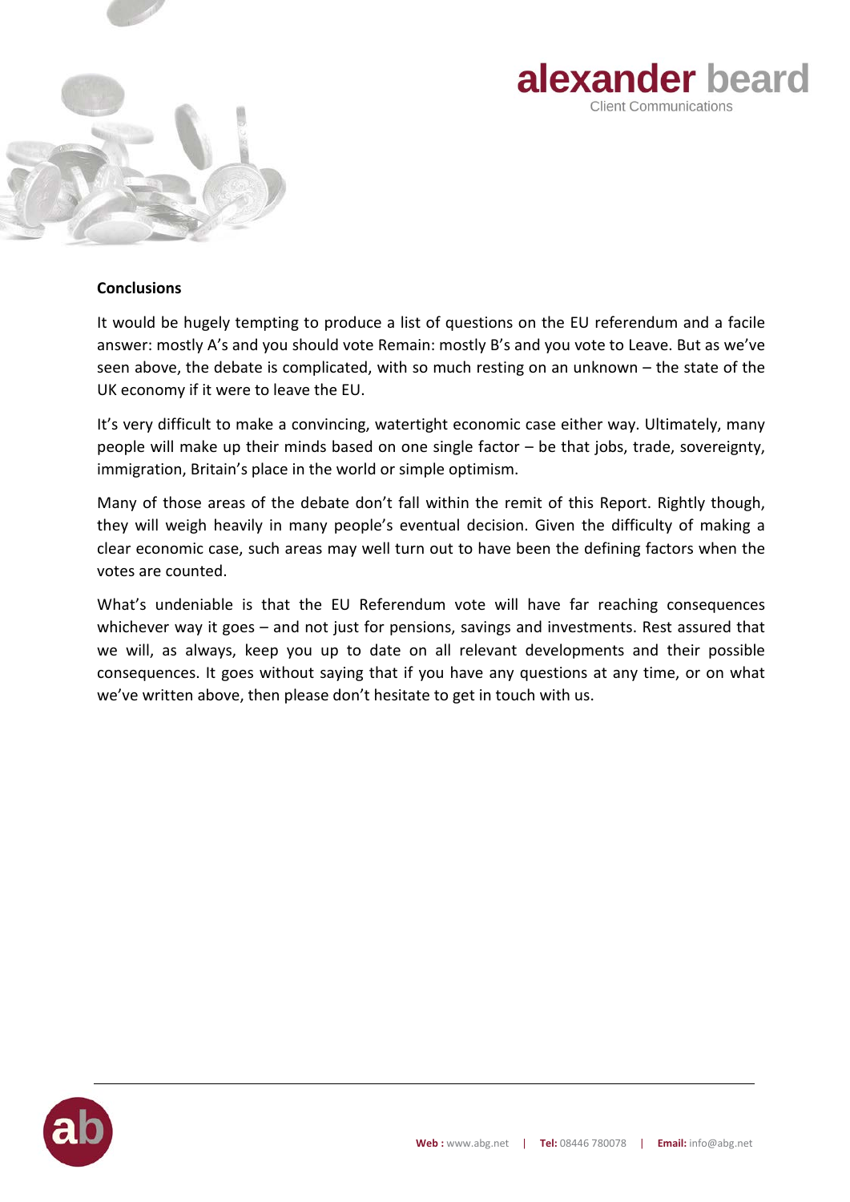## Conclusions

It would be hugely tempting to produce a list of questions on the EU referendum and a facile answer: mostly A's and you should vote Remain: mostly B's and you vote to Leave. But as we've seen above, the debate is complicated, with so much resting on an unknown – the state of the UK economy if it were to leave the EU.

It's very difficult to make a convincing, watertight economic case either way. Ultimately, many people will make up their minds based on one single factor – be that jobs, trade, sovereignty, immigration, Britain's place in the world or simple optimism.

Many of those areas of the debate don't fall within the remit of this Report. Rightly though, they will weigh heavily in many people's eventual decision. Given the difficulty of making a clear economic case, such areas may well turn out to have been the defining factors when the votes are counted.

What's undeniable is that the EU Referendum vote will have far reaching consequences whichever way it goes – and not just for pensions, savings and investments. Rest assured that we will, as always, keep you up to date on all relevant developments and their possible consequences. It goes without saying that if you have any questions at any time, or on what we've written above, then please don't hesitate to get in touch with us.